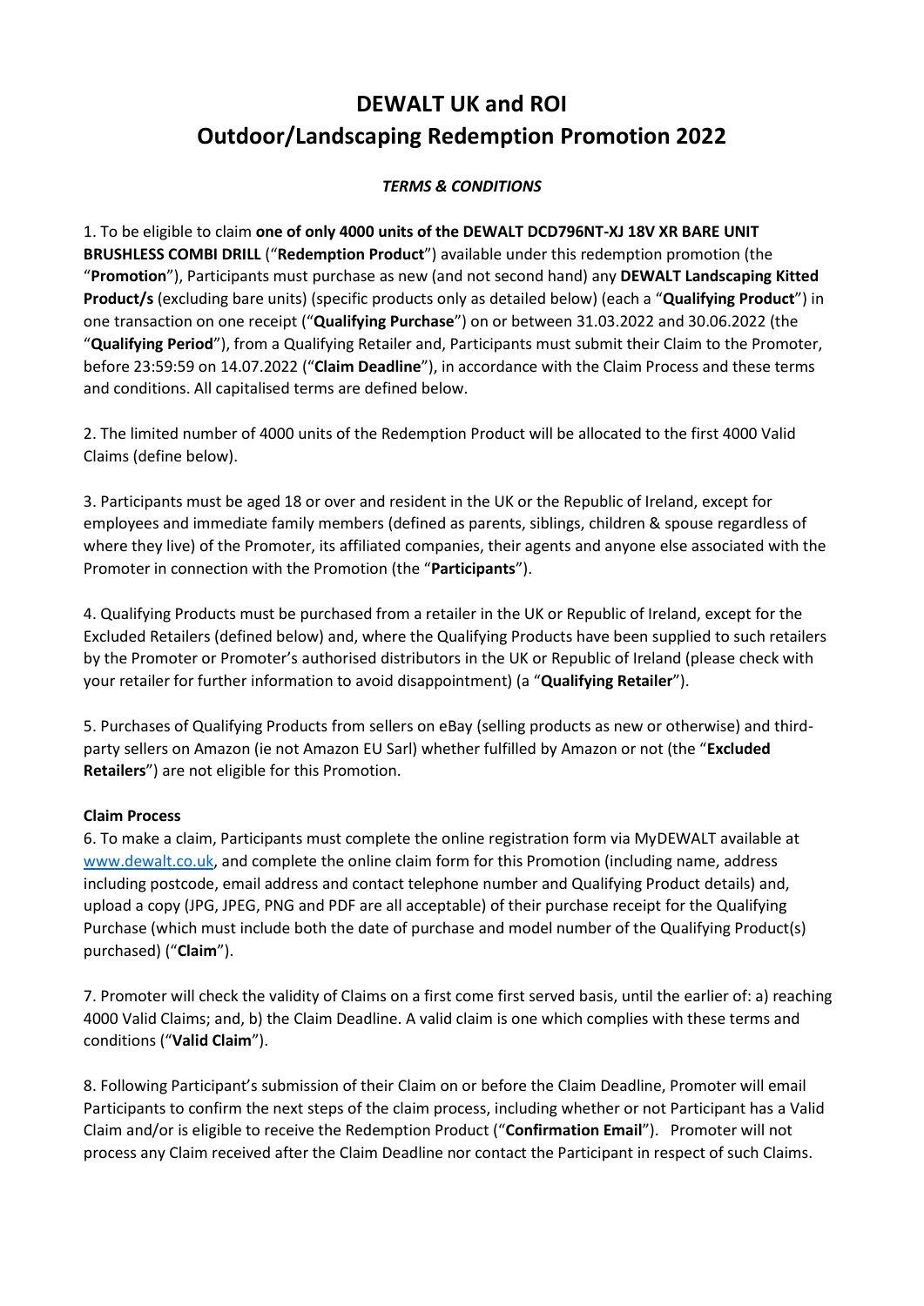# DEWALT UK and ROI
# Outdoor/Landscaping Redemption Promotion 2022

***TERMS & CONDITIONS***

1. To be eligible to claim **one of only 4000 units of the DEWALT DCD796NT-XJ 18V XR BARE UNIT BRUSHLESS COMBI DRILL** ("**Redemption Product**") available under this redemption promotion (the "**Promotion**"), Participants must purchase as new (and not second hand) any **DEWALT Landscaping Kitted Product/s** (excluding bare units) (specific products only as detailed below) (each a "**Qualifying Product**") in one transaction on one receipt ("**Qualifying Purchase**") on or between 31.03.2022 and 30.06.2022 (the "**Qualifying Period**"), from a Qualifying Retailer and, Participants must submit their Claim to the Promoter, before 23:59:59 on 14.07.2022 ("**Claim Deadline**"), in accordance with the Claim Process and these terms and conditions. All capitalised terms are defined below.

2. The limited number of 4000 units of the Redemption Product will be allocated to the first 4000 Valid Claims (define below).

3. Participants must be aged 18 or over and resident in the UK or the Republic of Ireland, except for employees and immediate family members (defined as parents, siblings, children & spouse regardless of where they live) of the Promoter, its affiliated companies, their agents and anyone else associated with the Promoter in connection with the Promotion (the "**Participants**").

4. Qualifying Products must be purchased from a retailer in the UK or Republic of Ireland, except for the Excluded Retailers (defined below) and, where the Qualifying Products have been supplied to such retailers by the Promoter or Promoter's authorised distributors in the UK or Republic of Ireland (please check with your retailer for further information to avoid disappointment) (a "**Qualifying Retailer**").

5. Purchases of Qualifying Products from sellers on eBay (selling products as new or otherwise) and third-party sellers on Amazon (ie not Amazon EU Sarl) whether fulfilled by Amazon or not (the "**Excluded Retailers**") are not eligible for this Promotion.

**Claim Process**

6. To make a claim, Participants must complete the online registration form via MyDEWALT available at www.dewalt.co.uk, and complete the online claim form for this Promotion (including name, address including postcode, email address and contact telephone number and Qualifying Product details) and, upload a copy (JPG, JPEG, PNG and PDF are all acceptable) of their purchase receipt for the Qualifying Purchase (which must include both the date of purchase and model number of the Qualifying Product(s) purchased) ("**Claim**").

7. Promoter will check the validity of Claims on a first come first served basis, until the earlier of: a) reaching 4000 Valid Claims; and, b) the Claim Deadline. A valid claim is one which complies with these terms and conditions ("**Valid Claim**").

8. Following Participant's submission of their Claim on or before the Claim Deadline, Promoter will email Participants to confirm the next steps of the claim process, including whether or not Participant has a Valid Claim and/or is eligible to receive the Redemption Product ("**Confirmation Email**"). Promoter will not process any Claim received after the Claim Deadline nor contact the Participant in respect of such Claims.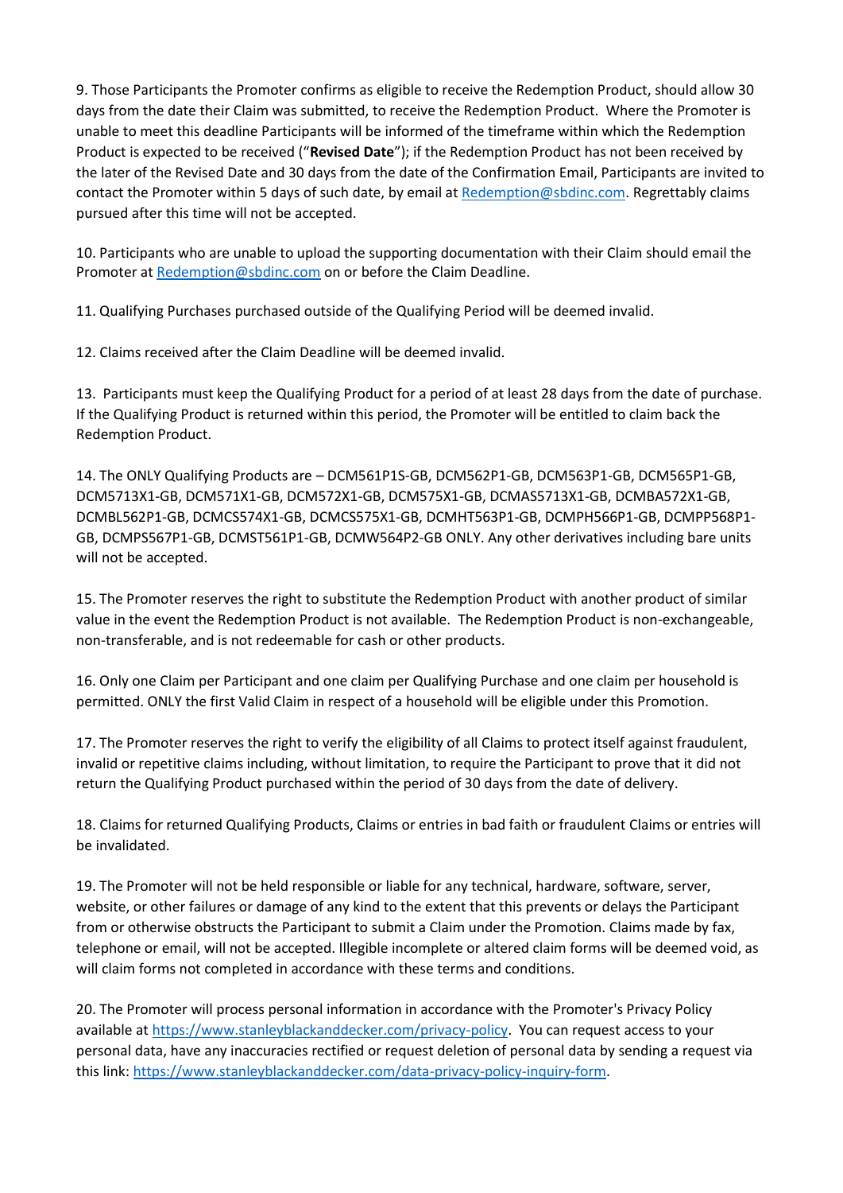9. Those Participants the Promoter confirms as eligible to receive the Redemption Product, should allow 30 days from the date their Claim was submitted, to receive the Redemption Product. Where the Promoter is unable to meet this deadline Participants will be informed of the timeframe within which the Redemption Product is expected to be received ("**Revised Date**"); if the Redemption Product has not been received by the later of the Revised Date and 30 days from the date of the Confirmation Email, Participants are invited to contact the Promoter within 5 days of such date, by email at Redemption@sbdinc.com. Regrettably claims pursued after this time will not be accepted.

10. Participants who are unable to upload the supporting documentation with their Claim should email the Promoter at Redemption@sbdinc.com on or before the Claim Deadline.

11. Qualifying Purchases purchased outside of the Qualifying Period will be deemed invalid.

12. Claims received after the Claim Deadline will be deemed invalid.

13. Participants must keep the Qualifying Product for a period of at least 28 days from the date of purchase. If the Qualifying Product is returned within this period, the Promoter will be entitled to claim back the Redemption Product.

14. The ONLY Qualifying Products are – DCM561P1S-GB, DCM562P1-GB, DCM563P1-GB, DCM565P1-GB, DCM5713X1-GB, DCM571X1-GB, DCM572X1-GB, DCM575X1-GB, DCMAS5713X1-GB, DCMBA572X1-GB, DCMBL562P1-GB, DCMCS574X1-GB, DCMCS575X1-GB, DCMHT563P1-GB, DCMPH566P1-GB, DCMPP568P1-GB, DCMPS567P1-GB, DCMST561P1-GB, DCMW564P2-GB ONLY. Any other derivatives including bare units will not be accepted.

15. The Promoter reserves the right to substitute the Redemption Product with another product of similar value in the event the Redemption Product is not available. The Redemption Product is non-exchangeable, non-transferable, and is not redeemable for cash or other products.

16. Only one Claim per Participant and one claim per Qualifying Purchase and one claim per household is permitted. ONLY the first Valid Claim in respect of a household will be eligible under this Promotion.

17. The Promoter reserves the right to verify the eligibility of all Claims to protect itself against fraudulent, invalid or repetitive claims including, without limitation, to require the Participant to prove that it did not return the Qualifying Product purchased within the period of 30 days from the date of delivery.

18. Claims for returned Qualifying Products, Claims or entries in bad faith or fraudulent Claims or entries will be invalidated.

19. The Promoter will not be held responsible or liable for any technical, hardware, software, server, website, or other failures or damage of any kind to the extent that this prevents or delays the Participant from or otherwise obstructs the Participant to submit a Claim under the Promotion. Claims made by fax, telephone or email, will not be accepted. Illegible incomplete or altered claim forms will be deemed void, as will claim forms not completed in accordance with these terms and conditions.

20. The Promoter will process personal information in accordance with the Promoter's Privacy Policy available at https://www.stanleyblackanddecker.com/privacy-policy. You can request access to your personal data, have any inaccuracies rectified or request deletion of personal data by sending a request via this link: https://www.stanleyblackanddecker.com/data-privacy-policy-inquiry-form.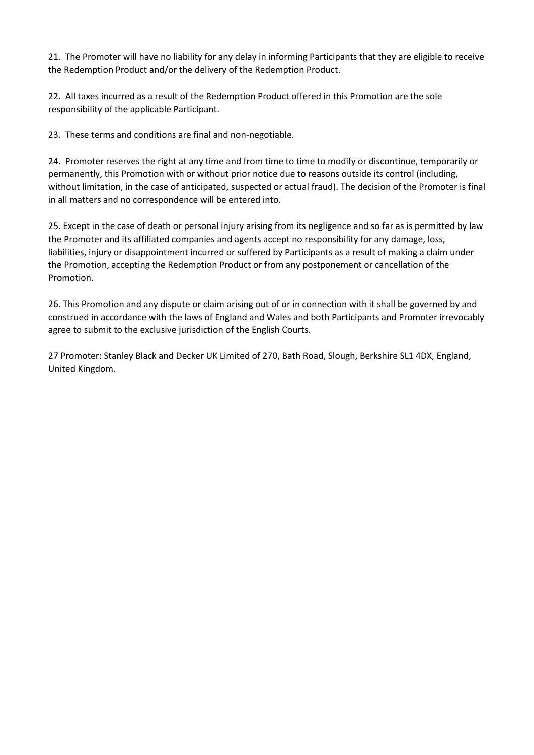21. The Promoter will have no liability for any delay in informing Participants that they are eligible to receive the Redemption Product and/or the delivery of the Redemption Product.

22. All taxes incurred as a result of the Redemption Product offered in this Promotion are the sole responsibility of the applicable Participant.

23. These terms and conditions are final and non-negotiable.

24. Promoter reserves the right at any time and from time to time to modify or discontinue, temporarily or permanently, this Promotion with or without prior notice due to reasons outside its control (including, without limitation, in the case of anticipated, suspected or actual fraud). The decision of the Promoter is final in all matters and no correspondence will be entered into.

25. Except in the case of death or personal injury arising from its negligence and so far as is permitted by law the Promoter and its affiliated companies and agents accept no responsibility for any damage, loss, liabilities, injury or disappointment incurred or suffered by Participants as a result of making a claim under the Promotion, accepting the Redemption Product or from any postponement or cancellation of the Promotion.

26. This Promotion and any dispute or claim arising out of or in connection with it shall be governed by and construed in accordance with the laws of England and Wales and both Participants and Promoter irrevocably agree to submit to the exclusive jurisdiction of the English Courts.

27 Promoter: Stanley Black and Decker UK Limited of 270, Bath Road, Slough, Berkshire SL1 4DX, England, United Kingdom.